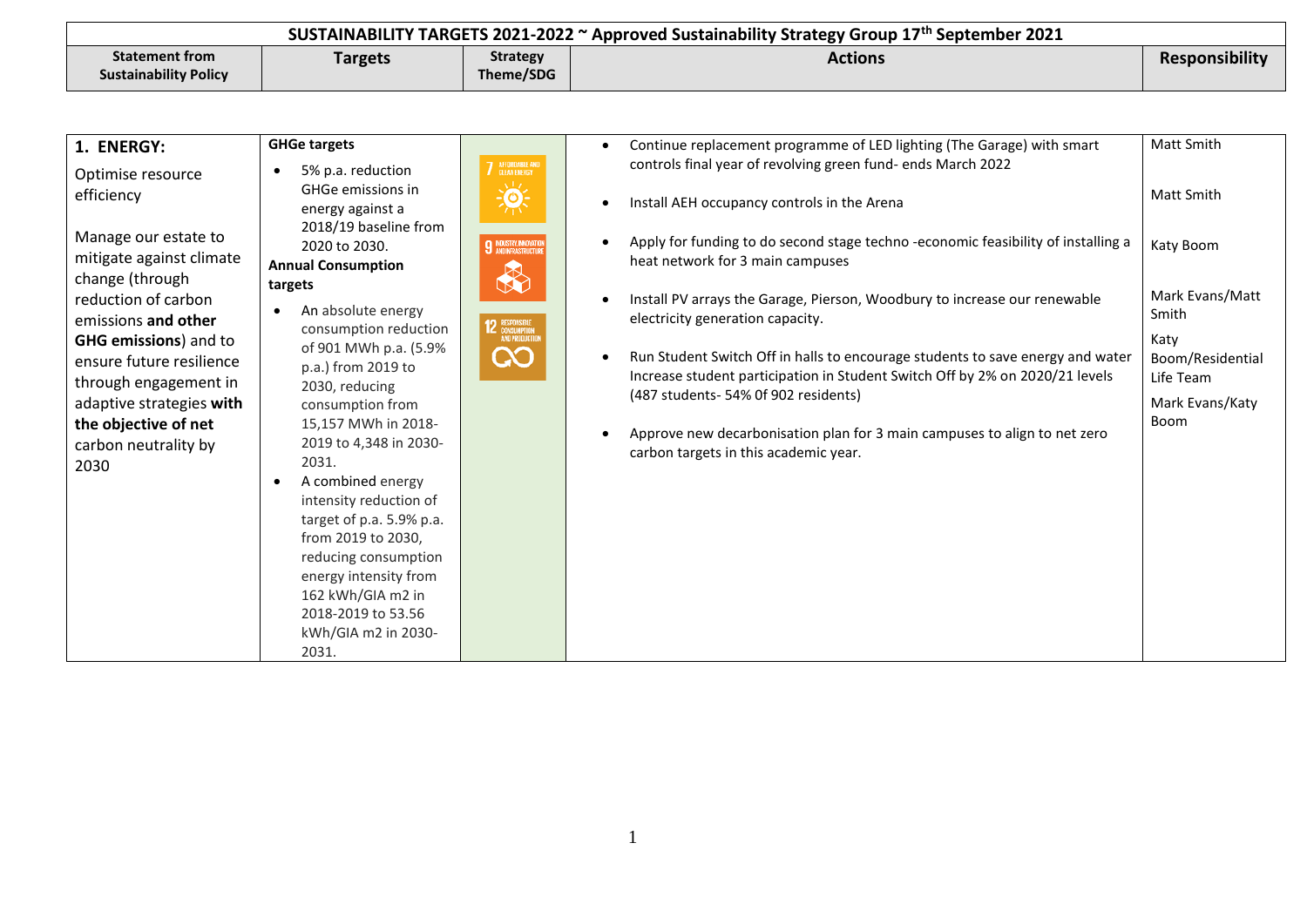| SUSTAINABILITY TARGETS 2021-2022 ~ Approved Sustainability Strategy Group 17th September 2021 | | | | |
|---|---|---|---|---|
| **Statement from Sustainability Policy** | **Targets** | **Strategy Theme/SDG** | **Actions** | **Responsibility** |
| **1. ENERGY:**<br><br>Optimise resource efficiency<br><br>Manage our estate to mitigate against climate change (through reduction of carbon emissions **and other GHG emissions**) and to ensure future resilience through engagement in adaptive strategies **with the objective of net** carbon neutrality by 2030 | **GHGe targets**<br>• 5% p.a. reduction GHGe emissions in energy against a 2018/19 baseline from 2020 to 2030.<br>**Annual Consumption targets**<br>• An absolute energy consumption reduction of 901 MWh p.a. (5.9% p.a.) from 2019 to 2030, reducing consumption from 15,157 MWh in 2018-2019 to 4,348 in 2030-2031.<br>• A combined energy intensity reduction of target of p.a. 5.9% p.a. from 2019 to 2030, reducing consumption energy intensity from 162 kWh/GIA m2 in 2018-2019 to 53.56 kWh/GIA m2 in 2030-2031. | 7 AFFORDABLE AND CLEAN ENERGY<br>9 INDUSTRY, INNOVATION AND INFRASTRUCTURE<br>12 RESPONSIBLE CONSUMPTION AND PRODUCTION | • Continue replacement programme of LED lighting (The Garage) with smart controls final year of revolving green fund- ends March 2022<br>• Install AEH occupancy controls in the Arena<br>• Apply for funding to do second stage techno -economic feasibility of installing a heat network for 3 main campuses<br>• Install PV arrays the Garage, Pierson, Woodbury to increase our renewable electricity generation capacity.<br>• Run Student Switch Off in halls to encourage students to save energy and water Increase student participation in Student Switch Off by 2% on 2020/21 levels (487 students- 54% 0f 902 residents)<br>• Approve new decarbonisation plan for 3 main campuses to align to net zero carbon targets in this academic year. | Matt Smith<br><br>Matt Smith<br><br>Katy Boom<br><br>Mark Evans/Matt Smith<br><br>Katy Boom/Residential Life Team<br><br>Mark Evans/Katy Boom |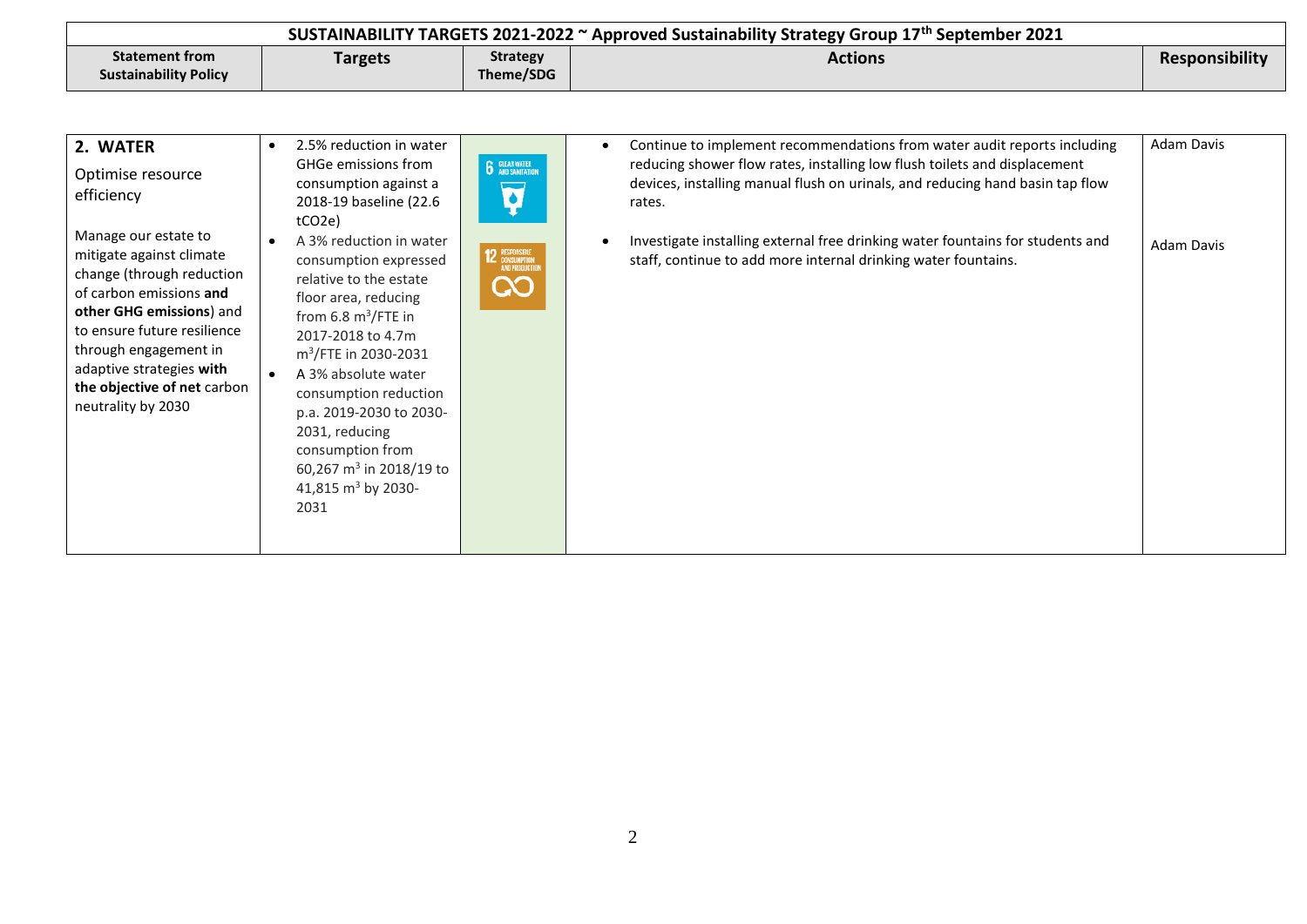| Statement from Sustainability Policy | Targets | Strategy Theme/SDG | Actions | Responsibility |
|---|---|---|---|---|
| **2. WATER**<br><br>Optimise resource efficiency<br><br>Manage our estate to mitigate against climate change (through reduction of carbon emissions **and other GHG emissions**) and to ensure future resilience through engagement in adaptive strategies **with the objective of net** carbon neutrality by 2030 | • 2.5% reduction in water GHGe emissions from consumption against a 2018-19 baseline (22.6 $tCO_2e$)<br>• A 3% reduction in water consumption expressed relative to the estate floor area, reducing from 6.8 $m^3$/FTE in 2017-2018 to 4.7m $m^3$/FTE in 2030-2031<br>• A 3% absolute water consumption reduction p.a. 2019-2030 to 2030-2031, reducing consumption from 60,267 $m^3$ in 2018/19 to 41,815 $m^3$ by 2030-2031 | 6 CLEAN WATER AND SANITATION<br><br>12 RESPONSIBLE CONSUMPTION AND PRODUCTION | • Continue to implement recommendations from water audit reports including reducing shower flow rates, installing low flush toilets and displacement devices, installing manual flush on urinals, and reducing hand basin tap flow rates.<br><br>• Investigate installing external free drinking water fountains for students and staff, continue to add more internal drinking water fountains. | Adam Davis<br><br>Adam Davis |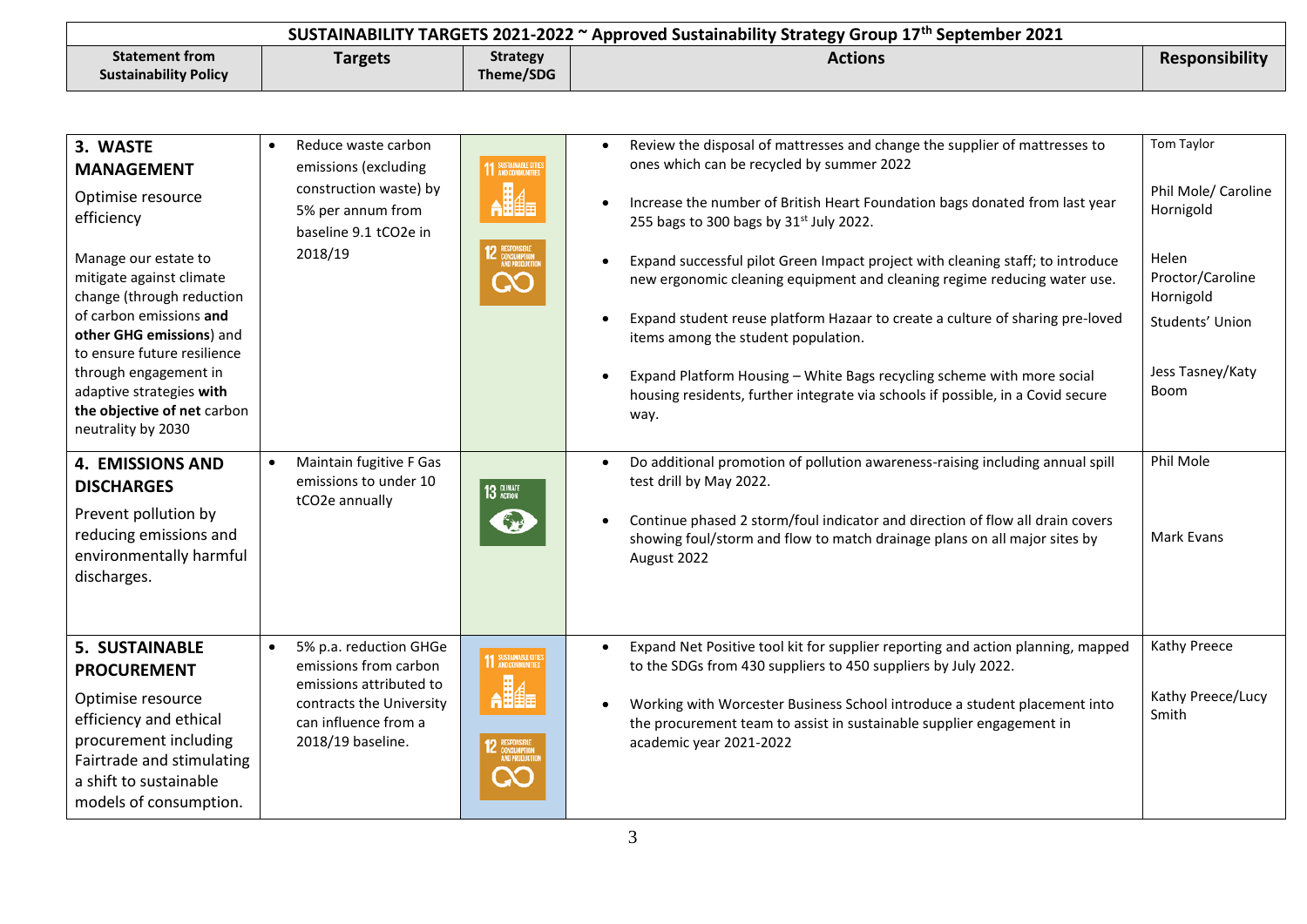| Statement from Sustainability Policy | Targets | Strategy Theme/SDG | Actions | Responsibility |
|---|---|---|---|---|
| **SUSTAINABILITY TARGETS 2021-2022 ~ Approved Sustainability Strategy Group 17th September 2021** | | | | |
| **3. WASTE MANAGEMENT**<br>Optimise resource efficiency<br><br>Manage our estate to mitigate against climate change (through reduction of carbon emissions **and other GHG emissions**) and to ensure future resilience through engagement in adaptive strategies **with the objective of net** carbon neutrality by 2030 | • Reduce waste carbon emissions (excluding construction waste) by 5% per annum from baseline 9.1 tCO2e in 2018/19 | 11 SUSTAINABLE CITIES AND COMMUNITIES<br>12 RESPONSIBLE CONSUMPTION AND PRODUCTION | • Review the disposal of mattresses and change the supplier of mattresses to ones which can be recycled by summer 2022<br>• Increase the number of British Heart Foundation bags donated from last year 255 bags to 300 bags by 31st July 2022.<br>• Expand successful pilot Green Impact project with cleaning staff; to introduce new ergonomic cleaning equipment and cleaning regime reducing water use.<br>• Expand student reuse platform Hazaar to create a culture of sharing pre-loved items among the student population.<br>• Expand Platform Housing – White Bags recycling scheme with more social housing residents, further integrate via schools if possible, in a Covid secure way. | Tom Taylor<br><br>Phil Mole/ Caroline Hornigold<br><br>Helen Proctor/Caroline Hornigold<br><br>Students' Union<br><br>Jess Tasney/Katy Boom |
| **4. EMISSIONS AND DISCHARGES**<br>Prevent pollution by reducing emissions and environmentally harmful discharges. | • Maintain fugitive F Gas emissions to under 10 tCO2e annually | 13 CLIMATE ACTION | • Do additional promotion of pollution awareness-raising including annual spill test drill by May 2022.<br>• Continue phased 2 storm/foul indicator and direction of flow all drain covers showing foul/storm and flow to match drainage plans on all major sites by August 2022 | Phil Mole<br><br>Mark Evans |
| **5. SUSTAINABLE PROCUREMENT**<br>Optimise resource efficiency and ethical procurement including Fairtrade and stimulating a shift to sustainable models of consumption. | • 5% p.a. reduction GHGe emissions from carbon emissions attributed to contracts the University can influence from a 2018/19 baseline. | 11 SUSTAINABLE CITIES AND COMMUNITIES<br>12 RESPONSIBLE CONSUMPTION AND PRODUCTION | • Expand Net Positive tool kit for supplier reporting and action planning, mapped to the SDGs from 430 suppliers to 450 suppliers by July 2022.<br>• Working with Worcester Business School introduce a student placement into the procurement team to assist in sustainable supplier engagement in academic year 2021-2022 | Kathy Preece<br><br>Kathy Preece/Lucy Smith |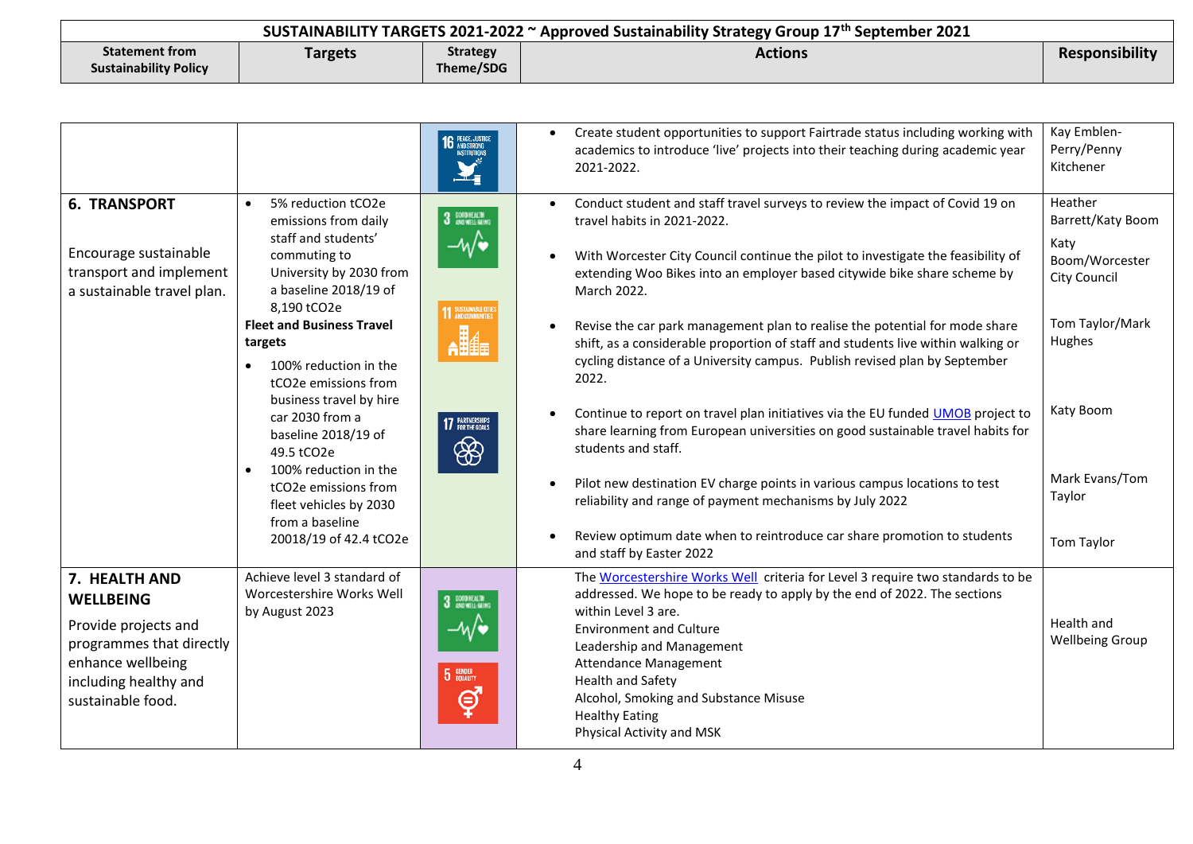| SUSTAINABILITY TARGETS 2021-2022 ~ Approved Sustainability Strategy Group 17th September 2021 | | | | |
|---|---|---|---|---|
| **Statement from Sustainability Policy** | **Targets** | **Strategy Theme/SDG** | **Actions** | **Responsibility** |
| | | 16 PEACE, JUSTICE AND STRONG INSTITUTIONS | • Create student opportunities to support Fairtrade status including working with academics to introduce 'live' projects into their teaching during academic year 2021-2022. | Kay Emblen-Perry/Penny Kitchener |
| **6. TRANSPORT**<br><br>Encourage sustainable transport and implement a sustainable travel plan. | • 5% reduction tCO2e emissions from daily staff and students' commuting to University by 2030 from a baseline 2018/19 of 8,190 tCO2e<br>**Fleet and Business Travel targets**<br>• 100% reduction in the tCO2e emissions from business travel by hire car 2030 from a baseline 2018/19 of 49.5 tCO2e<br>• 100% reduction in the tCO2e emissions from fleet vehicles by 2030 from a baseline 20018/19 of 42.4 tCO2e | 3 GOOD HEALTH AND WELL-BEING<br>11 SUSTAINABLE CITIES AND COMMUNITIES<br>17 PARTNERSHIPS FOR THE GOALS | • Conduct student and staff travel surveys to review the impact of Covid 19 on travel habits in 2021-2022.<br>• With Worcester City Council continue the pilot to investigate the feasibility of extending Woo Bikes into an employer based citywide bike share scheme by March 2022.<br>• Revise the car park management plan to realise the potential for mode share shift, as a considerable proportion of staff and students live within walking or cycling distance of a University campus. Publish revised plan by September 2022.<br>• Continue to report on travel plan initiatives via the EU funded UMOB project to share learning from European universities on good sustainable travel habits for students and staff.<br>• Pilot new destination EV charge points in various campus locations to test reliability and range of payment mechanisms by July 2022<br>• Review optimum date when to reintroduce car share promotion to students and staff by Easter 2022 | Heather Barrett/Katy Boom<br>Katy Boom/Worcester City Council<br>Tom Taylor/Mark Hughes<br>Katy Boom<br>Mark Evans/Tom Taylor<br>Tom Taylor |
| **7. HEALTH AND WELLBEING**<br>Provide projects and programmes that directly enhance wellbeing including healthy and sustainable food. | Achieve level 3 standard of Worcestershire Works Well by August 2023 | 3 GOOD HEALTH AND WELL-BEING<br>5 GENDER EQUALITY | The Worcestershire Works Well criteria for Level 3 require two standards to be addressed. We hope to be ready to apply by the end of 2022. The sections within Level 3 are.<br>Environment and Culture<br>Leadership and Management<br>Attendance Management<br>Health and Safety<br>Alcohol, Smoking and Substance Misuse<br>Healthy Eating<br>Physical Activity and MSK | Health and Wellbeing Group |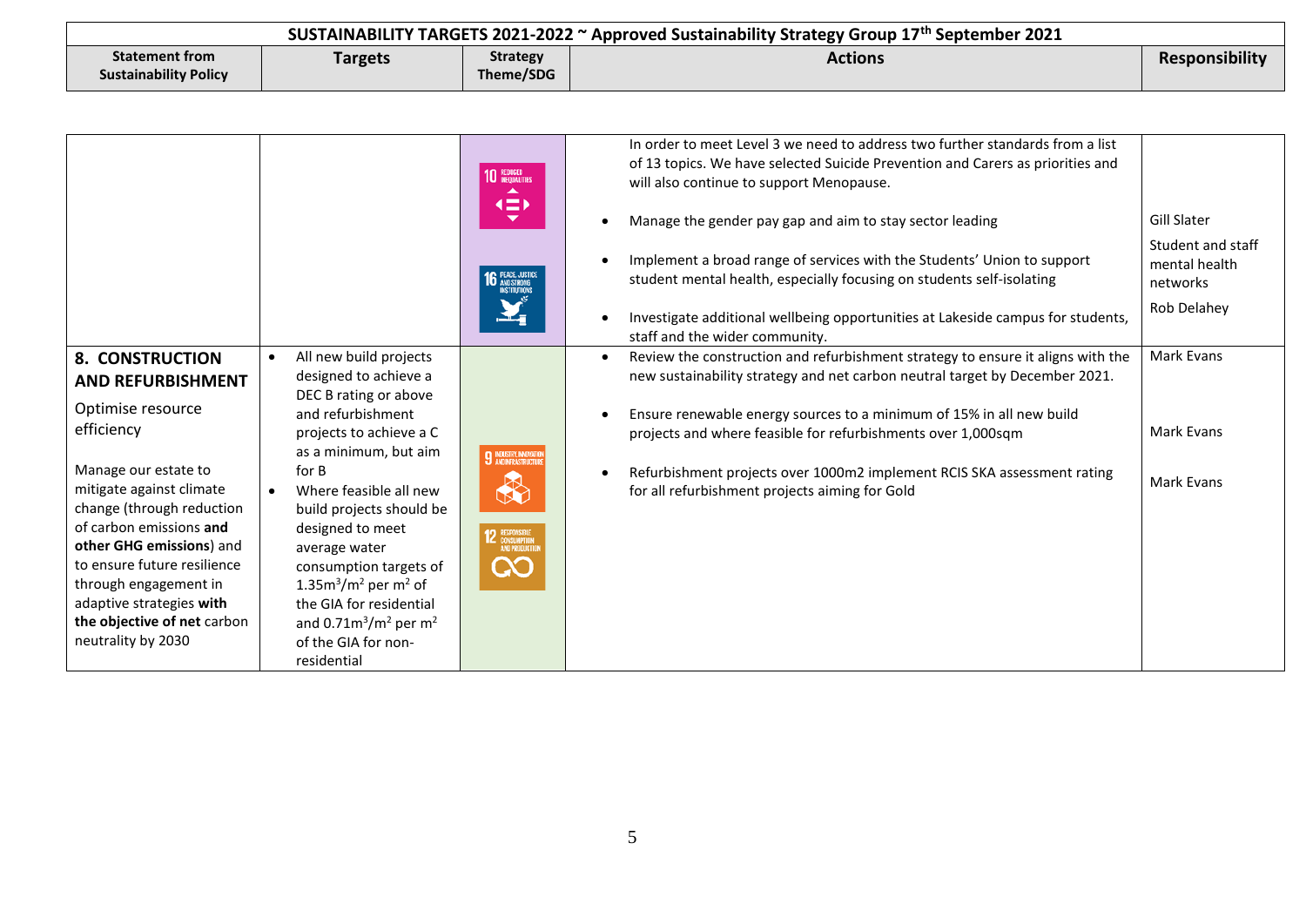| SUSTAINABILITY TARGETS 2021-2022 ~ Approved Sustainability Strategy Group 17th September 2021 | | | | |
|---|---|---|---|---|
| **Statement from Sustainability Policy** | **Targets** | **Strategy Theme/SDG** | **Actions** | **Responsibility** |
| | | 10 REDUCED INEQUALITIES; 16 PEACE, JUSTICE AND STRONG INSTITUTIONS | In order to meet Level 3 we need to address two further standards from a list of 13 topics. We have selected Suicide Prevention and Carers as priorities and will also continue to support Menopause.<br>• Manage the gender pay gap and aim to stay sector leading<br>• Implement a broad range of services with the Students' Union to support student mental health, especially focusing on students self-isolating<br>• Investigate additional wellbeing opportunities at Lakeside campus for students, staff and the wider community. | Gill Slater<br>Student and staff mental health networks<br>Rob Delahey |
| **8. CONSTRUCTION AND REFURBISHMENT**<br>Optimise resource efficiency<br>Manage our estate to mitigate against climate change (through reduction of carbon emissions **and other GHG emissions**) and to ensure future resilience through engagement in adaptive strategies **with the objective of net** carbon neutrality by 2030 | • All new build projects designed to achieve a DEC B rating or above and refurbishment projects to achieve a C as a minimum, but aim for B<br>• Where feasible all new build projects should be designed to meet average water consumption targets of 1.35m$^3$/m$^2$ per m$^2$ of the GIA for residential and 0.71m$^3$/m$^2$ per m$^2$ of the GIA for non-residential | 9 INDUSTRY, INNOVATION AND INFRASTRUCTURE; 12 RESPONSIBLE CONSUMPTION AND PRODUCTION | • Review the construction and refurbishment strategy to ensure it aligns with the new sustainability strategy and net carbon neutral target by December 2021.<br>• Ensure renewable energy sources to a minimum of 15% in all new build projects and where feasible for refurbishments over 1,000sqm<br>• Refurbishment projects over 1000m2 implement RCIS SKA assessment rating for all refurbishment projects aiming for Gold | Mark Evans<br>Mark Evans<br>Mark Evans |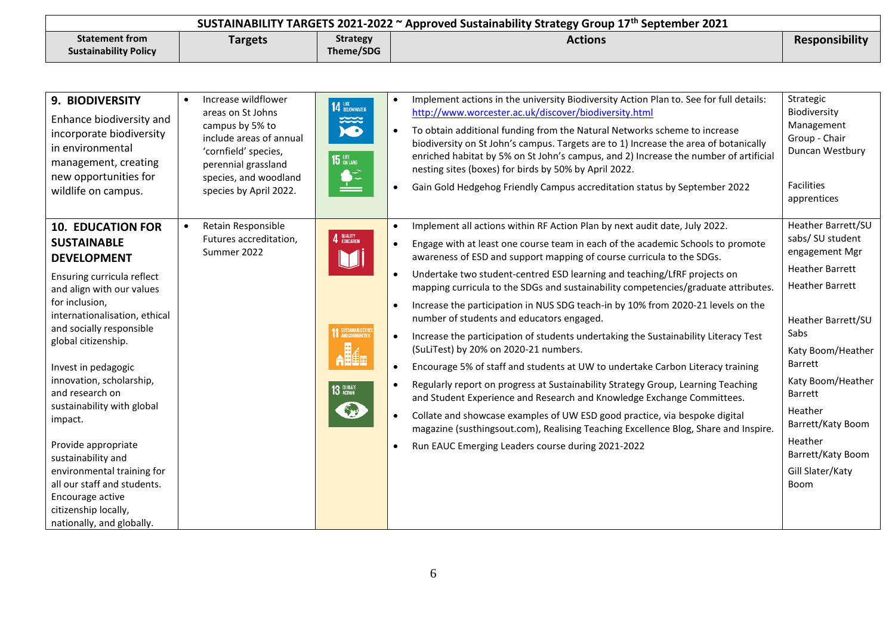| SUSTAINABILITY TARGETS 2021-2022 ~ Approved Sustainability Strategy Group 17th September 2021 | | | | |
|---|---|---|---|---|
| **Statement from Sustainability Policy** | **Targets** | **Strategy Theme/SDG** | **Actions** | **Responsibility** |
| **9. BIODIVERSITY**<br>Enhance biodiversity and incorporate biodiversity in environmental management, creating new opportunities for wildlife on campus. | • Increase wildflower areas on St Johns campus by 5% to include areas of annual 'cornfield' species, perennial grassland species, and woodland species by April 2022. | 14 LIFE BELOW WATER<br>15 LIFE ON LAND | • Implement actions in the university Biodiversity Action Plan to. See for full details: http://www.worcester.ac.uk/discover/biodiversity.html<br>• To obtain additional funding from the Natural Networks scheme to increase biodiversity on St John's campus. Targets are to 1) Increase the area of botanically enriched habitat by 5% on St John's campus, and 2) Increase the number of artificial nesting sites (boxes) for birds by 50% by April 2022.<br>• Gain Gold Hedgehog Friendly Campus accreditation status by September 2022 | Strategic Biodiversity Management Group - Chair Duncan Westbury<br><br>Facilities apprentices |
| **10. EDUCATION FOR SUSTAINABLE DEVELOPMENT**<br>Ensuring curricula reflect and align with our values for inclusion, internationalisation, ethical and socially responsible global citizenship.<br><br>Invest in pedagogic innovation, scholarship, and research on sustainability with global impact.<br><br>Provide appropriate sustainability and environmental training for all our staff and students. Encourage active citizenship locally, nationally, and globally. | • Retain Responsible Futures accreditation, Summer 2022 | 4 QUALITY EDUCATION<br>11 SUSTAINABLE CITIES AND COMMUNITIES<br>13 CLIMATE ACTION | • Implement all actions within RF Action Plan by next audit date, July 2022.<br>• Engage with at least one course team in each of the academic Schools to promote awareness of ESD and support mapping of course curricula to the SDGs.<br>• Undertake two student-centred ESD learning and teaching/LfRF projects on mapping curricula to the SDGs and sustainability competencies/graduate attributes.<br>• Increase the participation in NUS SDG teach-in by 10% from 2020-21 levels on the number of students and educators engaged.<br>• Increase the participation of students undertaking the Sustainability Literacy Test (SuLiTest) by 20% on 2020-21 numbers.<br>• Encourage 5% of staff and students at UW to undertake Carbon Literacy training<br>• Regularly report on progress at Sustainability Strategy Group, Learning Teaching and Student Experience and Research and Knowledge Exchange Committees.<br>• Collate and showcase examples of UW ESD good practice, via bespoke digital magazine (susthingsout.com), Realising Teaching Excellence Blog, Share and Inspire.<br>• Run EAUC Emerging Leaders course during 2021-2022 | Heather Barrett/SU sabs/ SU student engagement Mgr<br>Heather Barrett<br>Heather Barrett<br><br>Heather Barrett/SU Sabs<br>Katy Boom/Heather Barrett<br>Katy Boom/Heather Barrett<br>Heather Barrett/Katy Boom<br>Heather Barrett/Katy Boom<br>Gill Slater/Katy Boom |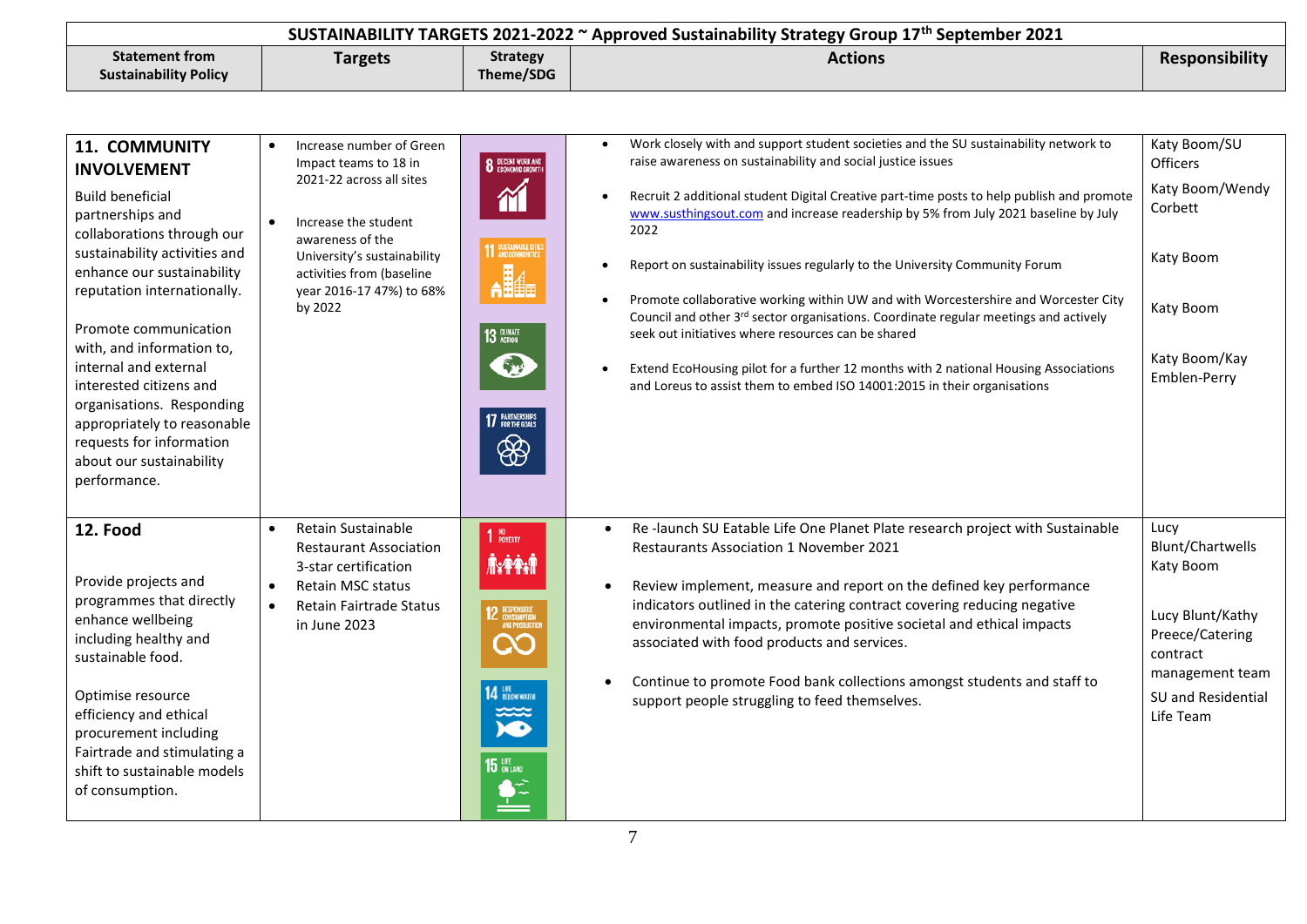| SUSTAINABILITY TARGETS 2021-2022 ~ Approved Sustainability Strategy Group 17th September 2021 | | | | |
|---|---|---|---|---|
| **Statement from Sustainability Policy** | **Targets** | **Strategy Theme/SDG** | **Actions** | **Responsibility** |
| **11. COMMUNITY INVOLVEMENT**<br><br>Build beneficial partnerships and collaborations through our sustainability activities and enhance our sustainability reputation internationally.<br><br>Promote communication with, and information to, internal and external interested citizens and organisations. Responding appropriately to reasonable requests for information about our sustainability performance. | • Increase number of Green Impact teams to 18 in 2021-22 across all sites<br><br>• Increase the student awareness of the University's sustainability activities from (baseline year 2016-17 47%) to 68% by 2022 | 8 DECENT WORK AND ECONOMIC GROWTH<br>11 SUSTAINABLE CITIES AND COMMUNITIES<br>13 CLIMATE ACTION<br>17 PARTNERSHIPS FOR THE GOALS | • Work closely with and support student societies and the SU sustainability network to raise awareness on sustainability and social justice issues<br><br>• Recruit 2 additional student Digital Creative part-time posts to help publish and promote www.susthingsout.com and increase readership by 5% from July 2021 baseline by July 2022<br><br>• Report on sustainability issues regularly to the University Community Forum<br><br>• Promote collaborative working within UW and with Worcestershire and Worcester City Council and other 3rd sector organisations. Coordinate regular meetings and actively seek out initiatives where resources can be shared<br><br>• Extend EcoHousing pilot for a further 12 months with 2 national Housing Associations and Loreus to assist them to embed ISO 14001:2015 in their organisations | Katy Boom/SU Officers<br><br>Katy Boom/Wendy Corbett<br><br>Katy Boom<br><br>Katy Boom<br><br>Katy Boom/Kay Emblen-Perry |
| **12. Food**<br><br>Provide projects and programmes that directly enhance wellbeing including healthy and sustainable food.<br><br>Optimise resource efficiency and ethical procurement including Fairtrade and stimulating a shift to sustainable models of consumption. | • Retain Sustainable Restaurant Association 3-star certification<br>• Retain MSC status<br>• Retain Fairtrade Status in June 2023 | 1 NO POVERTY<br>12 RESPONSIBLE CONSUMPTION AND PRODUCTION<br>14 LIFE BELOW WATER<br>15 LIFE ON LAND | • Re -launch SU Eatable Life One Planet Plate research project with Sustainable Restaurants Association 1 November 2021<br><br>• Review implement, measure and report on the defined key performance indicators outlined in the catering contract covering reducing negative environmental impacts, promote positive societal and ethical impacts associated with food products and services.<br><br>• Continue to promote Food bank collections amongst students and staff to support people struggling to feed themselves. | Lucy Blunt/Chartwells Katy Boom<br><br>Lucy Blunt/Kathy Preece/Catering contract management team<br><br>SU and Residential Life Team |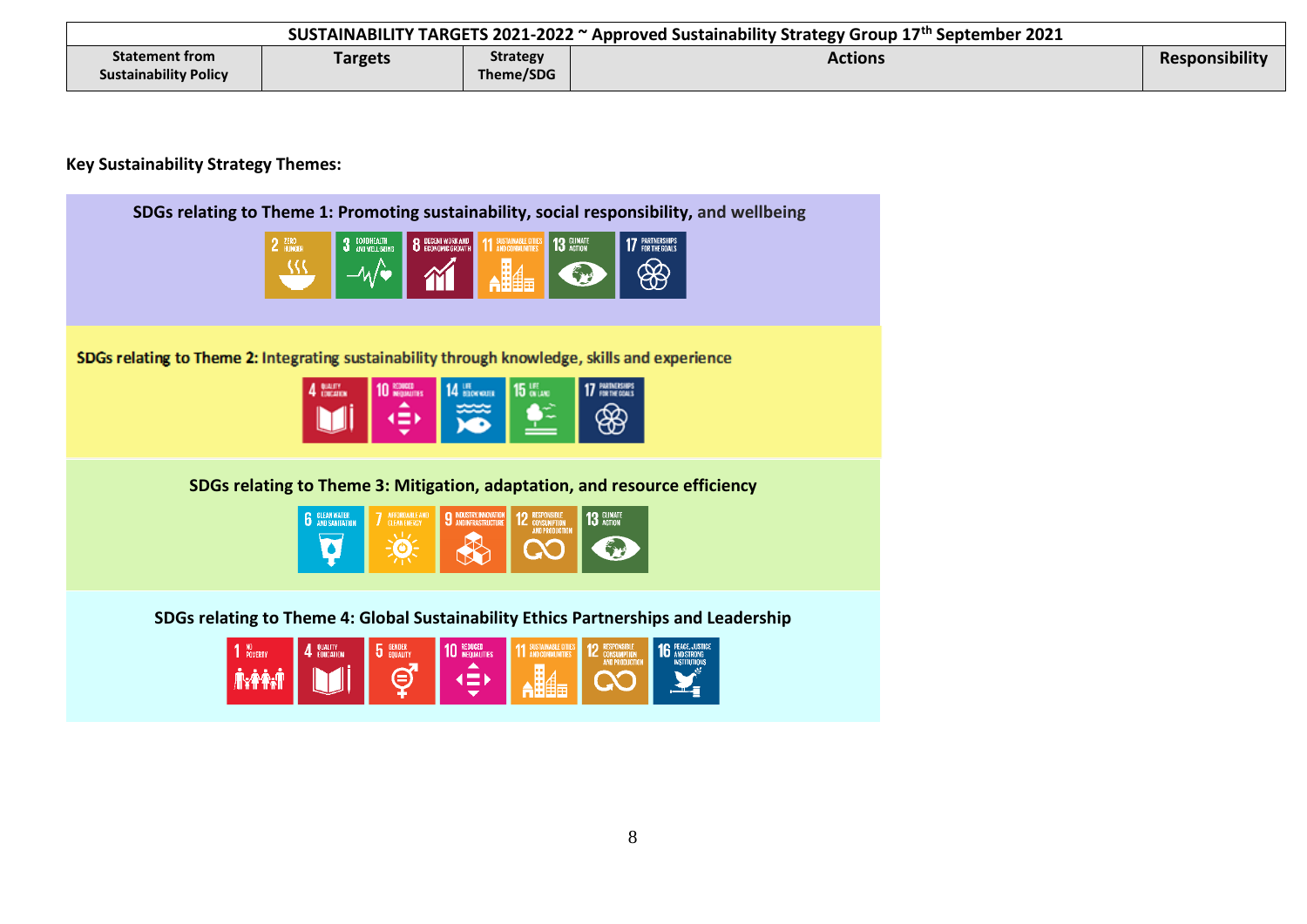| SUSTAINABILITY TARGETS 2021-2022 ~ Approved Sustainability Strategy Group 17th September 2021 | | | | |
|---|---|---|---|---|
| Statement from Sustainability Policy | Targets | Strategy Theme/SDG | Actions | Responsibility |

**Key Sustainability Strategy Themes:**

**SDGs relating to Theme 1: Promoting sustainability, social responsibility, and wellbeing**

2 ZERO HUNGER | 3 GOOD HEALTH AND WELL-BEING | 8 DECENT WORK AND ECONOMIC GROWTH | 11 SUSTAINABLE CITIES AND COMMUNITIES | 13 CLIMATE ACTION | 17 PARTNERSHIPS FOR THE GOALS

**SDGs relating to Theme 2: Integrating sustainability through knowledge, skills and experience**

4 QUALITY EDUCATION | 10 REDUCED INEQUALITIES | 14 LIFE BELOW WATER | 15 LIFE ON LAND | 17 PARTNERSHIPS FOR THE GOALS

**SDGs relating to Theme 3: Mitigation, adaptation, and resource efficiency**

6 CLEAN WATER AND SANITATION | 7 AFFORDABLE AND CLEAN ENERGY | 9 INDUSTRY, INNOVATION AND INFRASTRUCTURE | 12 RESPONSIBLE CONSUMPTION AND PRODUCTION | 13 CLIMATE ACTION

**SDGs relating to Theme 4: Global Sustainability Ethics Partnerships and Leadership**

1 NO POVERTY | 4 QUALITY EDUCATION | 5 GENDER EQUALITY | 10 REDUCED INEQUALITIES | 11 SUSTAINABLE CITIES AND COMMUNITIES | 12 RESPONSIBLE CONSUMPTION AND PRODUCTION | 16 PEACE, JUSTICE AND STRONG INSTITUTIONS